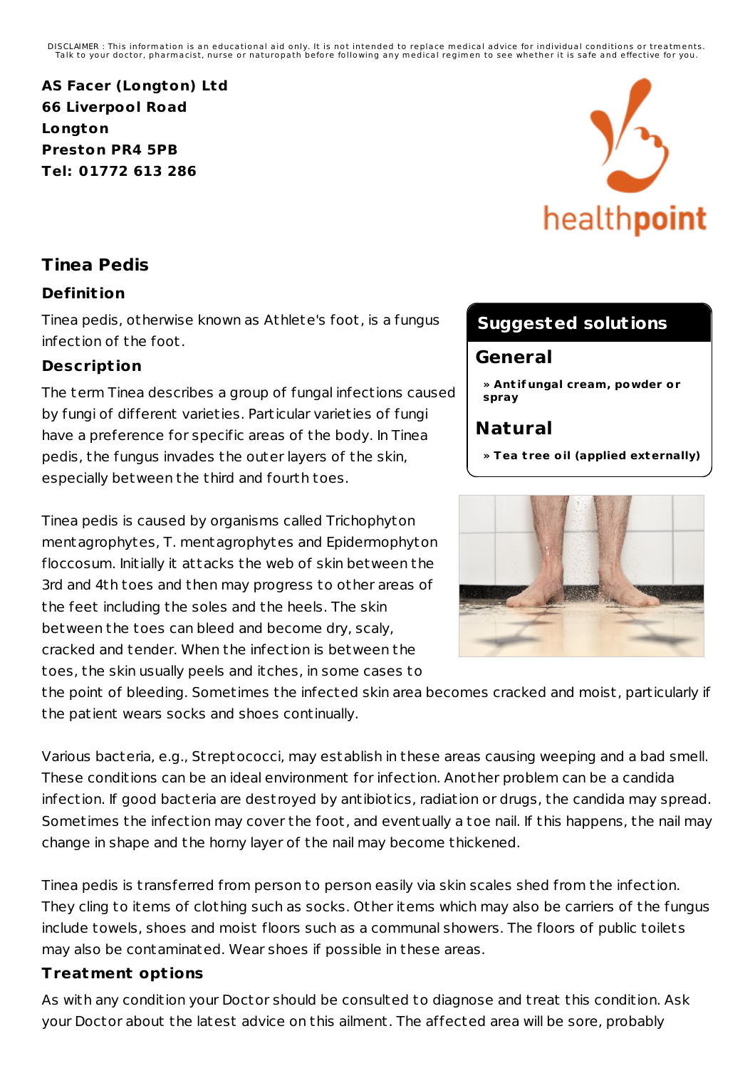DISCLAIMER : This information is an educational aid only. It is not intended to replace medical advice for individual conditions or treatments. Talk to your doctor, pharmacist, nurse or naturopath before following any medical regimen to see whether it is safe and effective for you.

**AS Facer (Longton) Ltd**
**66 Liverpool Road**
**Longton**
**Preston PR4 5PB**
**Tel: 01772 613 286**

# Tinea Pedis

## Definition

Tinea pedis, otherwise known as Athlete's foot, is a fungus infection of the foot.

## Description

The term Tinea describes a group of fungal infections caused by fungi of different varieties. Particular varieties of fungi have a preference for specific areas of the body. In Tinea pedis, the fungus invades the outer layers of the skin, especially between the third and fourth toes.

Tinea pedis is caused by organisms called Trichophyton mentagrophytes, T. mentagrophytes and Epidermophyton floccosum. Initially it attacks the web of skin between the 3rd and 4th toes and then may progress to other areas of the feet including the soles and the heels. The skin between the toes can bleed and become dry, scaly, cracked and tender. When the infection is between the toes, the skin usually peels and itches, in some cases to the point of bleeding. Sometimes the infected skin area becomes cracked and moist, particularly if the patient wears socks and shoes continually.

Various bacteria, e.g., Streptococci, may establish in these areas causing weeping and a bad smell. These conditions can be an ideal environment for infection. Another problem can be a candida infection. If good bacteria are destroyed by antibiotics, radiation or drugs, the candida may spread. Sometimes the infection may cover the foot, and eventually a toe nail. If this happens, the nail may change in shape and the horny layer of the nail may become thickened.

Tinea pedis is transferred from person to person easily via skin scales shed from the infection. They cling to items of clothing such as socks. Other items which may also be carriers of the fungus include towels, shoes and moist floors such as a communal showers. The floors of public toilets may also be contaminated. Wear shoes if possible in these areas.

### Suggested solutions

**General**

- **Antifungal cream, powder or spray**

**Natural**

- **Tea tree oil (applied externally)**

## Treatment options

As with any condition your Doctor should be consulted to diagnose and treat this condition. Ask your Doctor about the latest advice on this ailment. The affected area will be sore, probably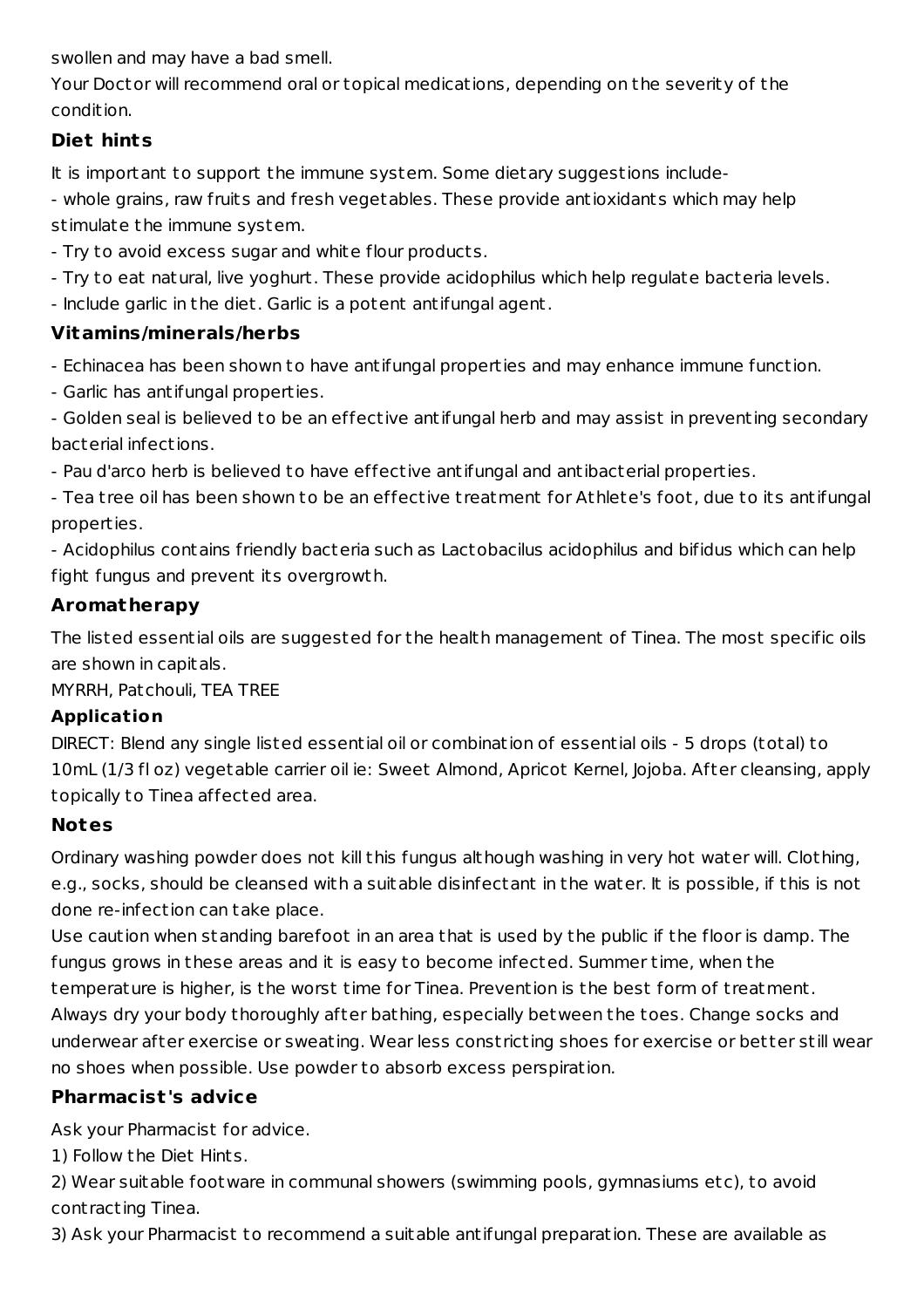swollen and may have a bad smell.

Your Doctor will recommend oral or topical medications, depending on the severity of the condition.

### Diet hints

It is important to support the immune system. Some dietary suggestions include-

- whole grains, raw fruits and fresh vegetables. These provide antioxidants which may help stimulate the immune system.
- Try to avoid excess sugar and white flour products.
- Try to eat natural, live yoghurt. These provide acidophilus which help regulate bacteria levels.
- Include garlic in the diet. Garlic is a potent antifungal agent.

### Vitamins/minerals/herbs

- Echinacea has been shown to have antifungal properties and may enhance immune function.
- Garlic has antifungal properties.
- Golden seal is believed to be an effective antifungal herb and may assist in preventing secondary bacterial infections.
- Pau d'arco herb is believed to have effective antifungal and antibacterial properties.
- Tea tree oil has been shown to be an effective treatment for Athlete's foot, due to its antifungal properties.
- Acidophilus contains friendly bacteria such as Lactobacilus acidophilus and bifidus which can help fight fungus and prevent its overgrowth.

### Aromatherapy

The listed essential oils are suggested for the health management of Tinea. The most specific oils are shown in capitals.

MYRRH, Patchouli, TEA TREE

### Application

DIRECT: Blend any single listed essential oil or combination of essential oils - 5 drops (total) to 10mL (1/3 fl oz) vegetable carrier oil ie: Sweet Almond, Apricot Kernel, Jojoba. After cleansing, apply topically to Tinea affected area.

### Notes

Ordinary washing powder does not kill this fungus although washing in very hot water will. Clothing, e.g., socks, should be cleansed with a suitable disinfectant in the water. It is possible, if this is not done re-infection can take place.

Use caution when standing barefoot in an area that is used by the public if the floor is damp. The fungus grows in these areas and it is easy to become infected. Summer time, when the temperature is higher, is the worst time for Tinea. Prevention is the best form of treatment. Always dry your body thoroughly after bathing, especially between the toes. Change socks and underwear after exercise or sweating. Wear less constricting shoes for exercise or better still wear no shoes when possible. Use powder to absorb excess perspiration.

### Pharmacist's advice

Ask your Pharmacist for advice.

1) Follow the Diet Hints.

2) Wear suitable footware in communal showers (swimming pools, gymnasiums etc), to avoid contracting Tinea.

3) Ask your Pharmacist to recommend a suitable antifungal preparation. These are available as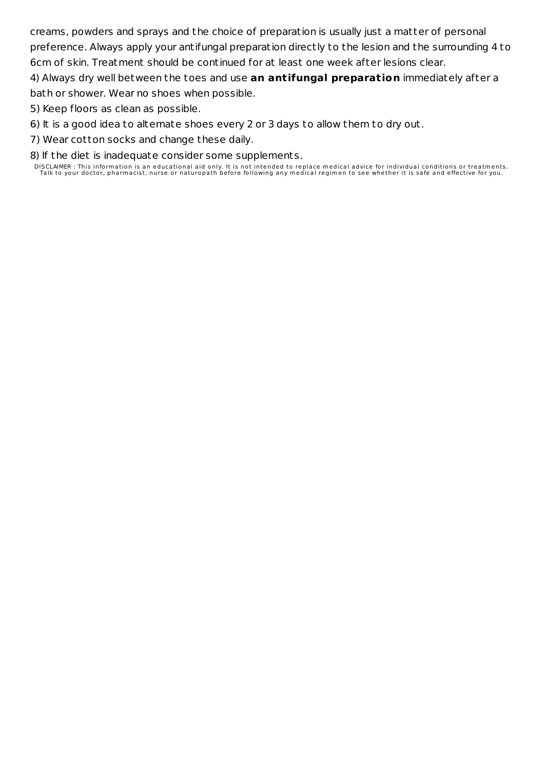creams, powders and sprays and the choice of preparation is usually just a matter of personal preference. Always apply your antifungal preparation directly to the lesion and the surrounding 4 to 6cm of skin. Treatment should be continued for at least one week after lesions clear.

4) Always dry well between the toes and use **an antifungal preparation** immediately after a bath or shower. Wear no shoes when possible.

5) Keep floors as clean as possible.

6) It is a good idea to alternate shoes every 2 or 3 days to allow them to dry out.

7) Wear cotton socks and change these daily.

8) If the diet is inadequate consider some supplements.

DISCLAIMER : This information is an educational aid only. It is not intended to replace medical advice for individual conditions or treatments. Talk to your doctor, pharmacist, nurse or naturopath before following any medical regimen to see whether it is safe and effective for you.